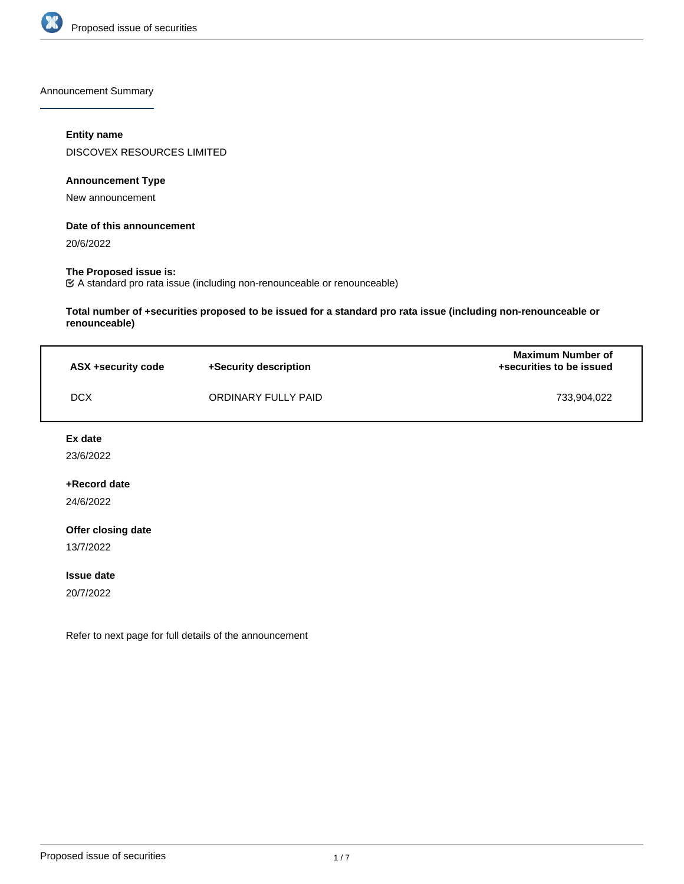## Announcement Summary

**Entity name**

DISCOVEX RESOURCES LIMITED

**Announcement Type**

New announcement

**Date of this announcement**

20/6/2022

**The Proposed issue is:**

☑ A standard pro rata issue (including non-renounceable or renounceable)

**Total number of +securities proposed to be issued for a standard pro rata issue (including non-renounceable or renounceable)**

| ASX +security code | +Security description | Maximum Number of +securities to be issued |
|---|---|---|
| DCX | ORDINARY FULLY PAID | 733,904,022 |

**Ex date**

23/6/2022

**+Record date**

24/6/2022

**Offer closing date**

13/7/2022

**Issue date**

20/7/2022

Refer to next page for full details of the announcement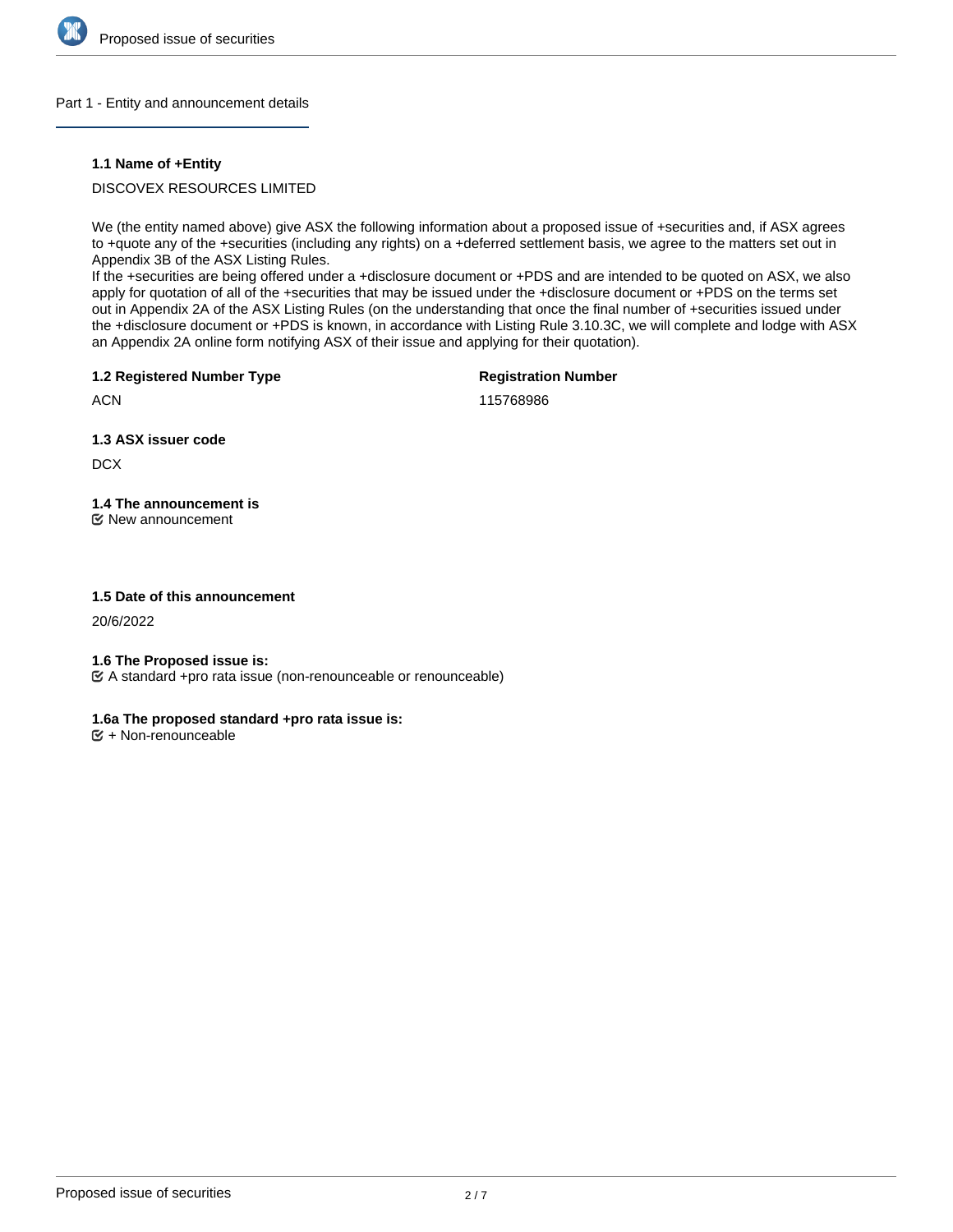## Part 1 - Entity and announcement details

### 1.1 Name of +Entity

DISCOVEX RESOURCES LIMITED

We (the entity named above) give ASX the following information about a proposed issue of +securities and, if ASX agrees to +quote any of the +securities (including any rights) on a +deferred settlement basis, we agree to the matters set out in Appendix 3B of the ASX Listing Rules.
If the +securities are being offered under a +disclosure document or +PDS and are intended to be quoted on ASX, we also apply for quotation of all of the +securities that may be issued under the +disclosure document or +PDS on the terms set out in Appendix 2A of the ASX Listing Rules (on the understanding that once the final number of +securities issued under the +disclosure document or +PDS is known, in accordance with Listing Rule 3.10.3C, we will complete and lodge with ASX an Appendix 2A online form notifying ASX of their issue and applying for their quotation).

**1.2 Registered Number Type**

ACN

**Registration Number**

115768986

**1.3 ASX issuer code**

DCX

**1.4 The announcement is**

☑ New announcement

**1.5 Date of this announcement**

20/6/2022

**1.6 The Proposed issue is:**

☑ A standard +pro rata issue (non-renounceable or renounceable)

**1.6a The proposed standard +pro rata issue is:**

☑ + Non-renounceable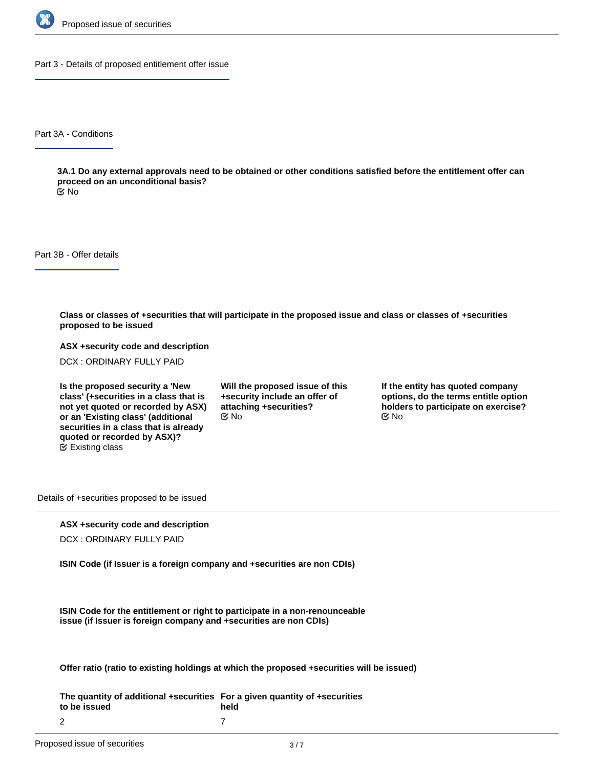## Part 3 - Details of proposed entitlement offer issue

### Part 3A - Conditions

**3A.1 Do any external approvals need to be obtained or other conditions satisfied before the entitlement offer can proceed on an unconditional basis?**

No

### Part 3B - Offer details

**Class or classes of +securities that will participate in the proposed issue and class or classes of +securities proposed to be issued**

**ASX +security code and description**

DCX : ORDINARY FULLY PAID

**Is the proposed security a 'New class' (+securities in a class that is not yet quoted or recorded by ASX) or an 'Existing class' (additional securities in a class that is already quoted or recorded by ASX)?**

Existing class

**Will the proposed issue of this +security include an offer of attaching +securities?**

No

**If the entity has quoted company options, do the terms entitle option holders to participate on exercise?**

No

#### Details of +securities proposed to be issued

**ASX +security code and description**

DCX : ORDINARY FULLY PAID

**ISIN Code (if Issuer is a foreign company and +securities are non CDIs)**

**ISIN Code for the entitlement or right to participate in a non-renounceable issue (if Issuer is foreign company and +securities are non CDIs)**

**Offer ratio (ratio to existing holdings at which the proposed +securities will be issued)**

| The quantity of additional +securities to be issued | For a given quantity of +securities held |
| --- | --- |
| 2 | 7 |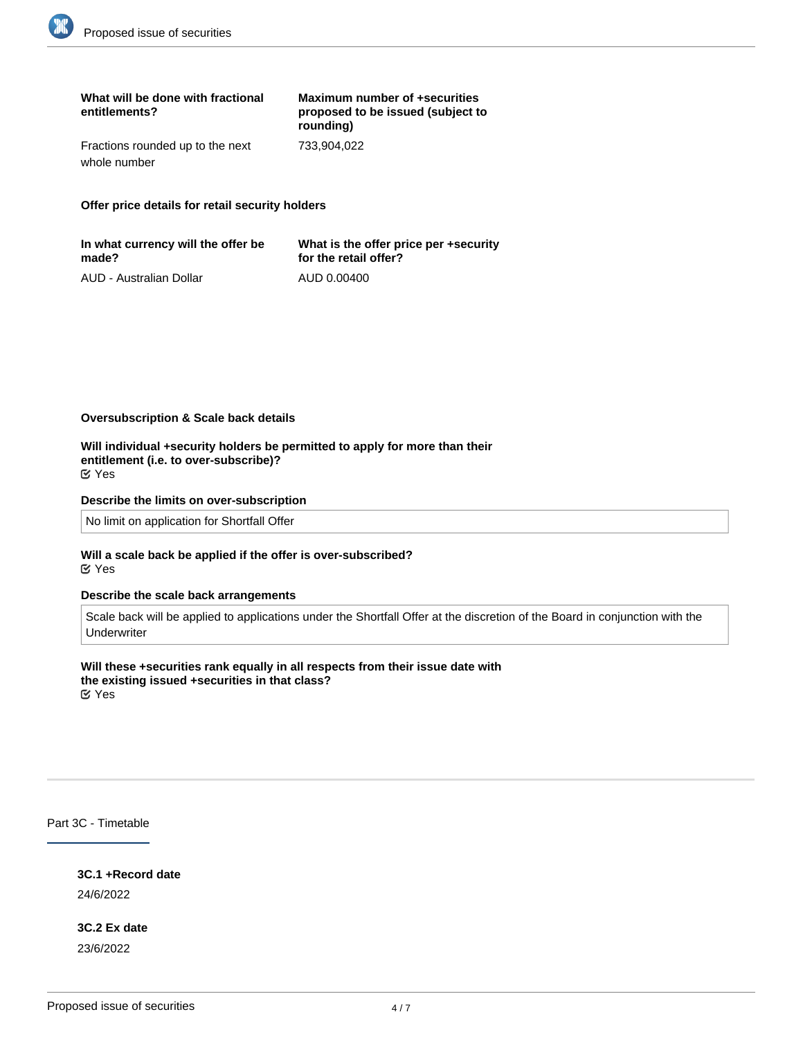| What will be done with fractional entitlements? | Maximum number of +securities proposed to be issued (subject to rounding) |
| --- | --- |
| Fractions rounded up to the next whole number | 733,904,022 |

**Offer price details for retail security holders**

| In what currency will the offer be made? | What is the offer price per +security for the retail offer? |
| --- | --- |
| AUD - Australian Dollar | AUD 0.00400 |

**Oversubscription & Scale back details**

**Will individual +security holders be permitted to apply for more than their entitlement (i.e. to over-subscribe)?**
☑ Yes

**Describe the limits on over-subscription**

No limit on application for Shortfall Offer

**Will a scale back be applied if the offer is over-subscribed?**
☑ Yes

**Describe the scale back arrangements**

Scale back will be applied to applications under the Shortfall Offer at the discretion of the Board in conjunction with the Underwriter

**Will these +securities rank equally in all respects from their issue date with the existing issued +securities in that class?**
☑ Yes

## Part 3C - Timetable

**3C.1 +Record date**

24/6/2022

**3C.2 Ex date**

23/6/2022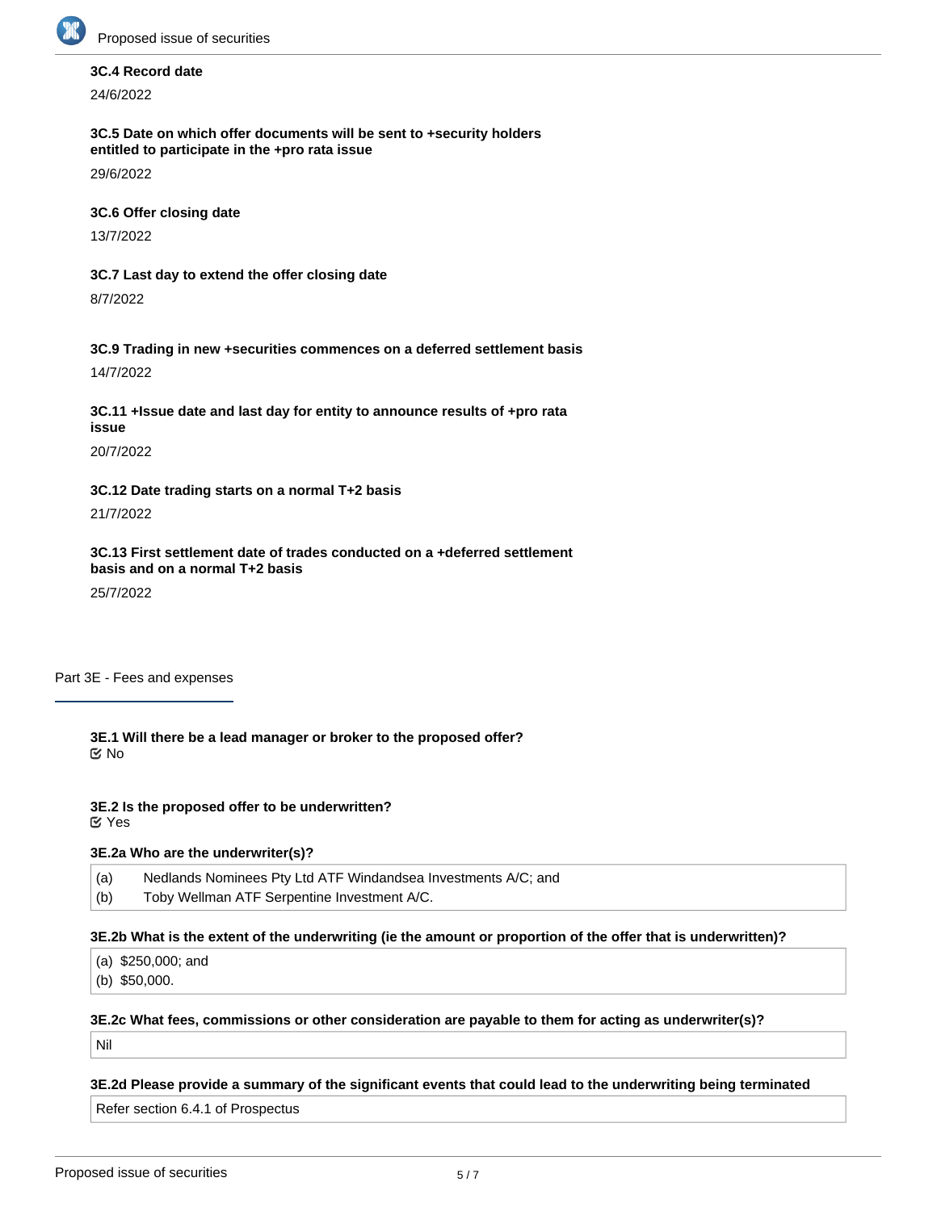**3C.4 Record date**

24/6/2022

**3C.5 Date on which offer documents will be sent to +security holders entitled to participate in the +pro rata issue**

29/6/2022

**3C.6 Offer closing date**

13/7/2022

**3C.7 Last day to extend the offer closing date**

8/7/2022

**3C.9 Trading in new +securities commences on a deferred settlement basis**

14/7/2022

**3C.11 +Issue date and last day for entity to announce results of +pro rata issue**

20/7/2022

**3C.12 Date trading starts on a normal T+2 basis**

21/7/2022

**3C.13 First settlement date of trades conducted on a +deferred settlement basis and on a normal T+2 basis**

25/7/2022

## Part 3E - Fees and expenses

**3E.1 Will there be a lead manager or broker to the proposed offer?**

☑ No

**3E.2 Is the proposed offer to be underwritten?**

☑ Yes

**3E.2a Who are the underwriter(s)?**

(a) Nedlands Nominees Pty Ltd ATF Windandsea Investments A/C; and
(b) Toby Wellman ATF Serpentine Investment A/C.

**3E.2b What is the extent of the underwriting (ie the amount or proportion of the offer that is underwritten)?**

(a) $250,000; and
(b) $50,000.

**3E.2c What fees, commissions or other consideration are payable to them for acting as underwriter(s)?**

Nil

**3E.2d Please provide a summary of the significant events that could lead to the underwriting being terminated**

Refer section 6.4.1 of Prospectus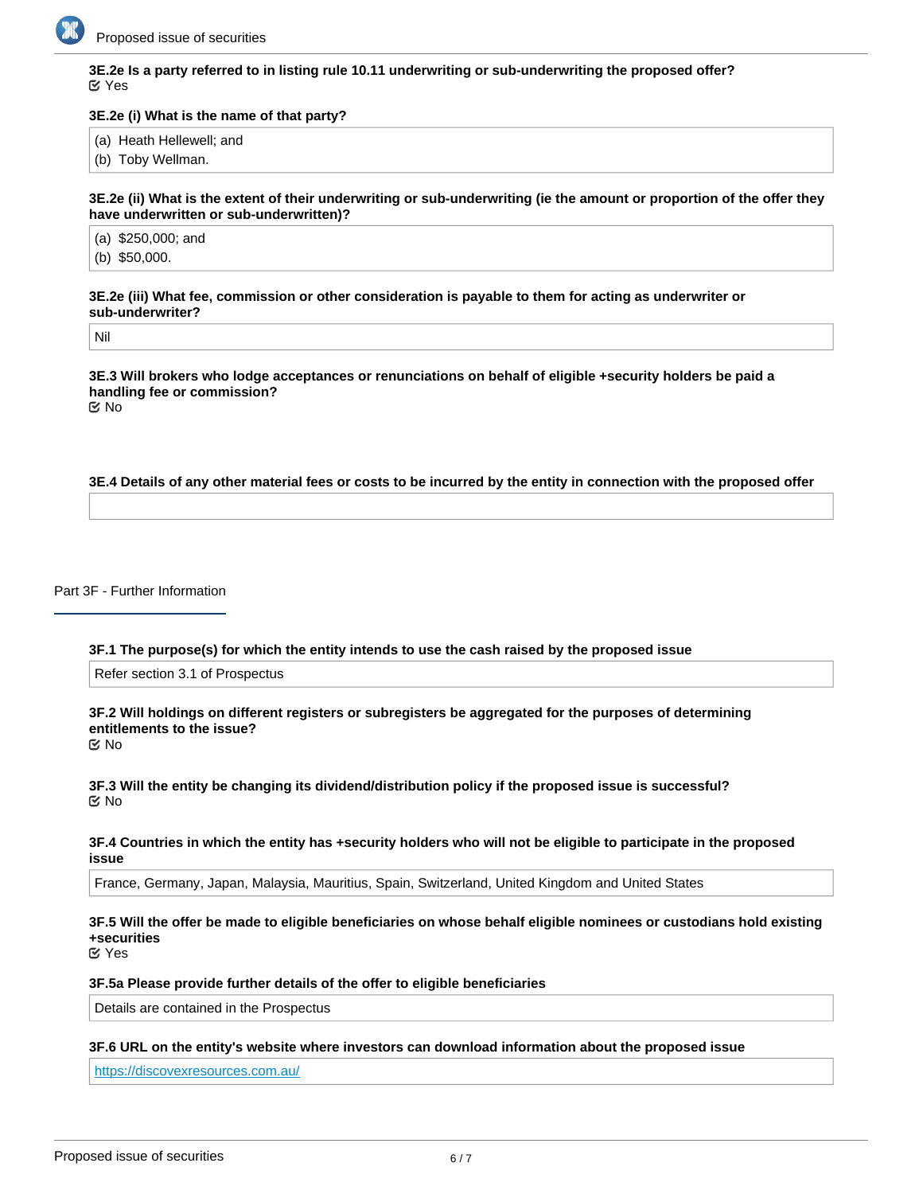**3E.2e Is a party referred to in listing rule 10.11 underwriting or sub-underwriting the proposed offer?**

☑ Yes

**3E.2e (i) What is the name of that party?**

(a) Heath Hellewell; and
(b) Toby Wellman.

**3E.2e (ii) What is the extent of their underwriting or sub-underwriting (ie the amount or proportion of the offer they have underwritten or sub-underwritten)?**

(a) $250,000; and
(b) $50,000.

**3E.2e (iii) What fee, commission or other consideration is payable to them for acting as underwriter or sub-underwriter?**

Nil

**3E.3 Will brokers who lodge acceptances or renunciations on behalf of eligible +security holders be paid a handling fee or commission?**

☑ No

**3E.4 Details of any other material fees or costs to be incurred by the entity in connection with the proposed offer**

## Part 3F - Further Information

**3F.1 The purpose(s) for which the entity intends to use the cash raised by the proposed issue**

Refer section 3.1 of Prospectus

**3F.2 Will holdings on different registers or subregisters be aggregated for the purposes of determining entitlements to the issue?**

☑ No

**3F.3 Will the entity be changing its dividend/distribution policy if the proposed issue is successful?**

☑ No

**3F.4 Countries in which the entity has +security holders who will not be eligible to participate in the proposed issue**

France, Germany, Japan, Malaysia, Mauritius, Spain, Switzerland, United Kingdom and United States

**3F.5 Will the offer be made to eligible beneficiaries on whose behalf eligible nominees or custodians hold existing +securities**

☑ Yes

**3F.5a Please provide further details of the offer to eligible beneficiaries**

Details are contained in the Prospectus

**3F.6 URL on the entity's website where investors can download information about the proposed issue**

https://discovexresources.com.au/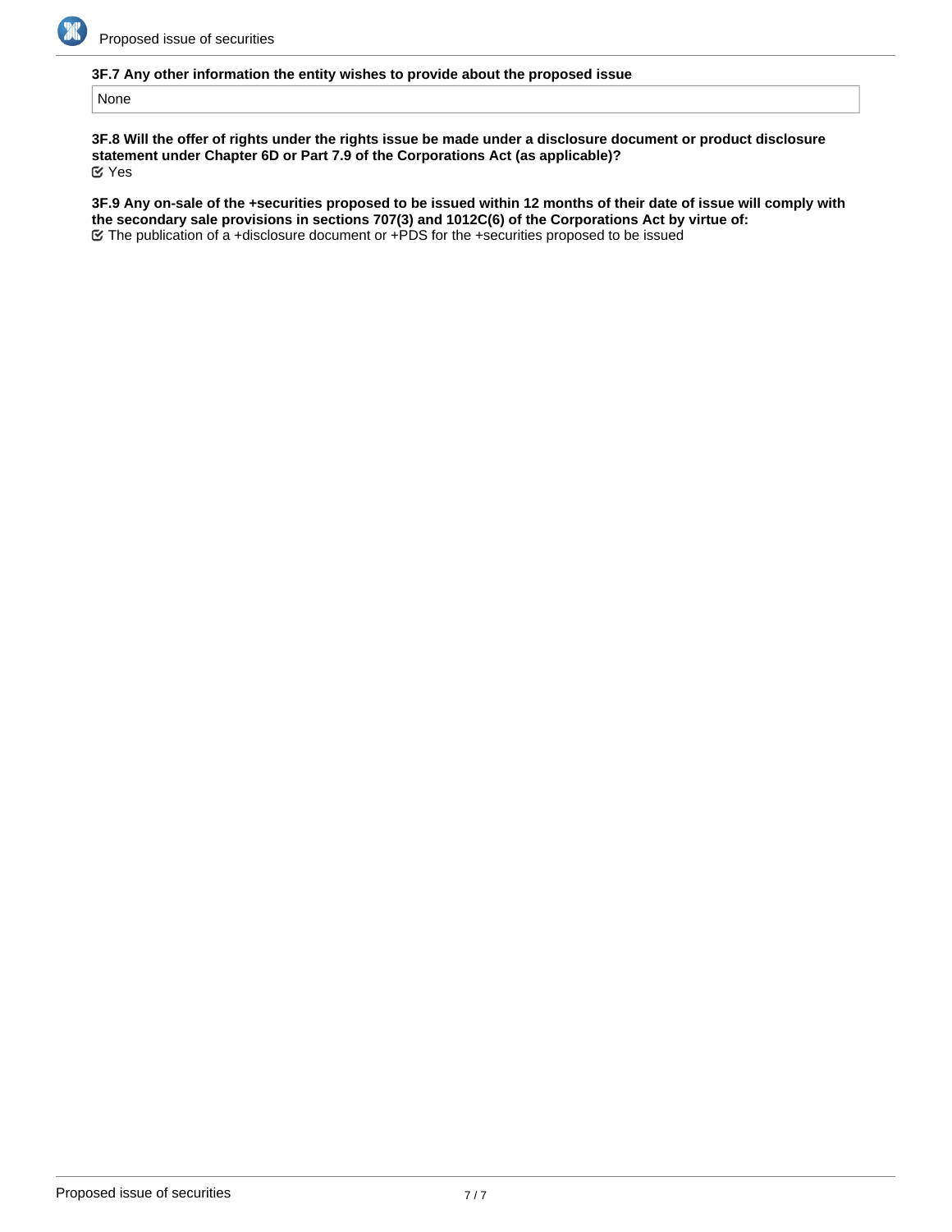**3F.7 Any other information the entity wishes to provide about the proposed issue**

None

**3F.8 Will the offer of rights under the rights issue be made under a disclosure document or product disclosure statement under Chapter 6D or Part 7.9 of the Corporations Act (as applicable)?**

☑ Yes

**3F.9 Any on-sale of the +securities proposed to be issued within 12 months of their date of issue will comply with the secondary sale provisions in sections 707(3) and 1012C(6) of the Corporations Act by virtue of:**

☑ The publication of a +disclosure document or +PDS for the +securities proposed to be issued